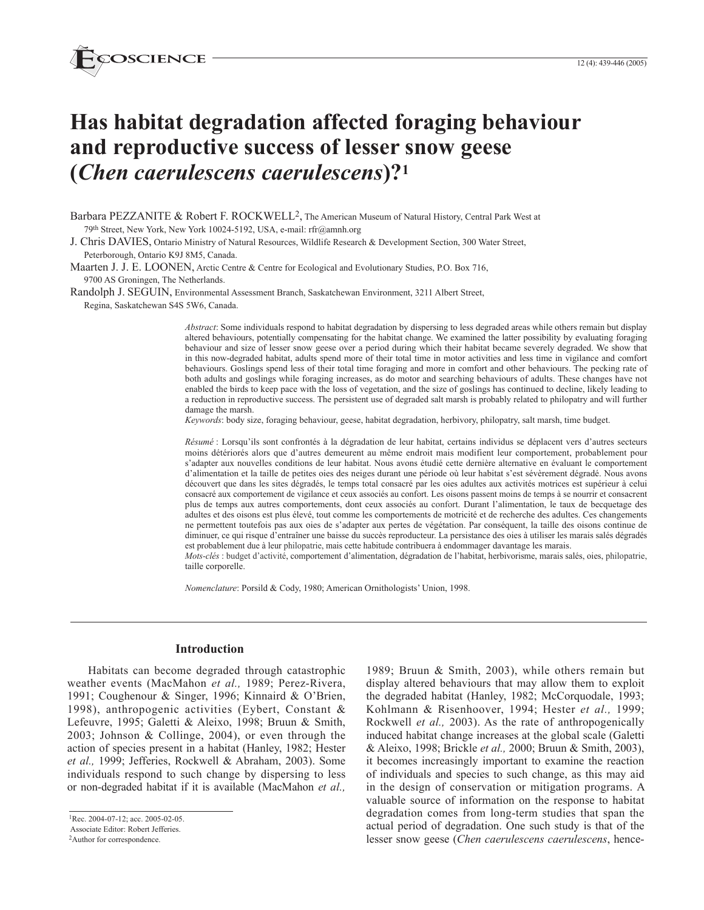# Has habitat degradation affected foraging behaviour and reproductive success of lesser snow geese (*Chen caerulescens caerulescens*)?[1]

Barbara PEZZANITE & Robert F. ROCKWELL[2], The American Museum of Natural History, Central Park West at 79th Street, New York, New York 10024-5192, USA, e-mail: rfr@amnh.org

J. Chris DAVIES, Ontario Ministry of Natural Resources, Wildlife Research & Development Section, 300 Water Street, Peterborough, Ontario K9J 8M5, Canada.

Maarten J. J. E. LOONEN, Arctic Centre & Centre for Ecological and Evolutionary Studies, P.O. Box 716, 9700 AS Groningen, The Netherlands.

Randolph J. SEGUIN, Environmental Assessment Branch, Saskatchewan Environment, 3211 Albert Street, Regina, Saskatchewan S4S 5W6, Canada.

*Abstract*: Some individuals respond to habitat degradation by dispersing to less degraded areas while others remain but display altered behaviours, potentially compensating for the habitat change. We examined the latter possibility by evaluating foraging behaviour and size of lesser snow geese over a period during which their habitat became severely degraded. We show that in this now-degraded habitat, adults spend more of their total time in motor activities and less time in vigilance and comfort behaviours. Goslings spend less of their total time foraging and more in comfort and other behaviours. The pecking rate of both adults and goslings while foraging increases, as do motor and searching behaviours of adults. These changes have not enabled the birds to keep pace with the loss of vegetation, and the size of goslings has continued to decline, likely leading to a reduction in reproductive success. The persistent use of degraded salt marsh is probably related to philopatry and will further damage the marsh.

*Keywords*: body size, foraging behaviour, geese, habitat degradation, herbivory, philopatry, salt marsh, time budget.

*Résumé* : Lorsqu'ils sont confrontés à la dégradation de leur habitat, certains individus se déplacent vers d'autres secteurs moins détériorés alors que d'autres demeurent au même endroit mais modifient leur comportement, probablement pour s'adapter aux nouvelles conditions de leur habitat. Nous avons étudié cette dernière alternative en évaluant le comportement d'alimentation et la taille de petites oies des neiges durant une période où leur habitat s'est sévèrement dégradé. Nous avons découvert que dans les sites dégradés, le temps total consacré par les oies adultes aux activités motrices est supérieur à celui consacré aux comportement de vigilance et ceux associés au confort. Les oisons passent moins de temps à se nourrir et consacrent plus de temps aux autres comportements, dont ceux associés au confort. Durant l'alimentation, le taux de becquetage des adultes et des oisons est plus élevé, tout comme les comportements de motricité et de recherche des adultes. Ces changements ne permettent toutefois pas aux oies de s'adapter aux pertes de végétation. Par conséquent, la taille des oisons continue de diminuer, ce qui risque d'entraîner une baisse du succès reproducteur. La persistance des oies à utiliser les marais salés dégradés est probablement due à leur philopatrie, mais cette habitude contribuera à endommager davantage les marais.

*Mots-clés* : budget d'activité, comportement d'alimentation, dégradation de l'habitat, herbivorisme, marais salés, oies, philopatrie, taille corporelle.

*Nomenclature*: Porsild & Cody, 1980; American Ornithologists' Union, 1998.

## Introduction

Habitats can become degraded through catastrophic weather events (MacMahon *et al.,* 1989; Perez-Rivera, 1991; Coughenour & Singer, 1996; Kinnaird & O'Brien, 1998), anthropogenic activities (Eybert, Constant & Lefeuvre, 1995; Galetti & Aleixo, 1998; Bruun & Smith, 2003; Johnson & Collinge, 2004), or even through the action of species present in a habitat (Hanley, 1982; Hester *et al.,* 1999; Jefferies, Rockwell & Abraham, 2003). Some individuals respond to such change by dispersing to less or non-degraded habitat if it is available (MacMahon *et al.,* 1989; Bruun & Smith, 2003), while others remain but display altered behaviours that may allow them to exploit the degraded habitat (Hanley, 1982; McCorquodale, 1993; Kohlmann & Risenhoover, 1994; Hester *et al.,* 1999; Rockwell *et al.,* 2003). As the rate of anthropogenically induced habitat change increases at the global scale (Galetti & Aleixo, 1998; Brickle *et al.,* 2000; Bruun & Smith, 2003), it becomes increasingly important to examine the reaction of individuals and species to such change, as this may aid in the design of conservation or mitigation programs. A valuable source of information on the response to habitat degradation comes from long-term studies that span the actual period of degradation. One such study is that of the lesser snow geese (*Chen caerulescens caerulescens*, hence-

[1] Rec. 2004-07-12; acc. 2005-02-05.
Associate Editor: Robert Jefferies.
[2] Author for correspondence.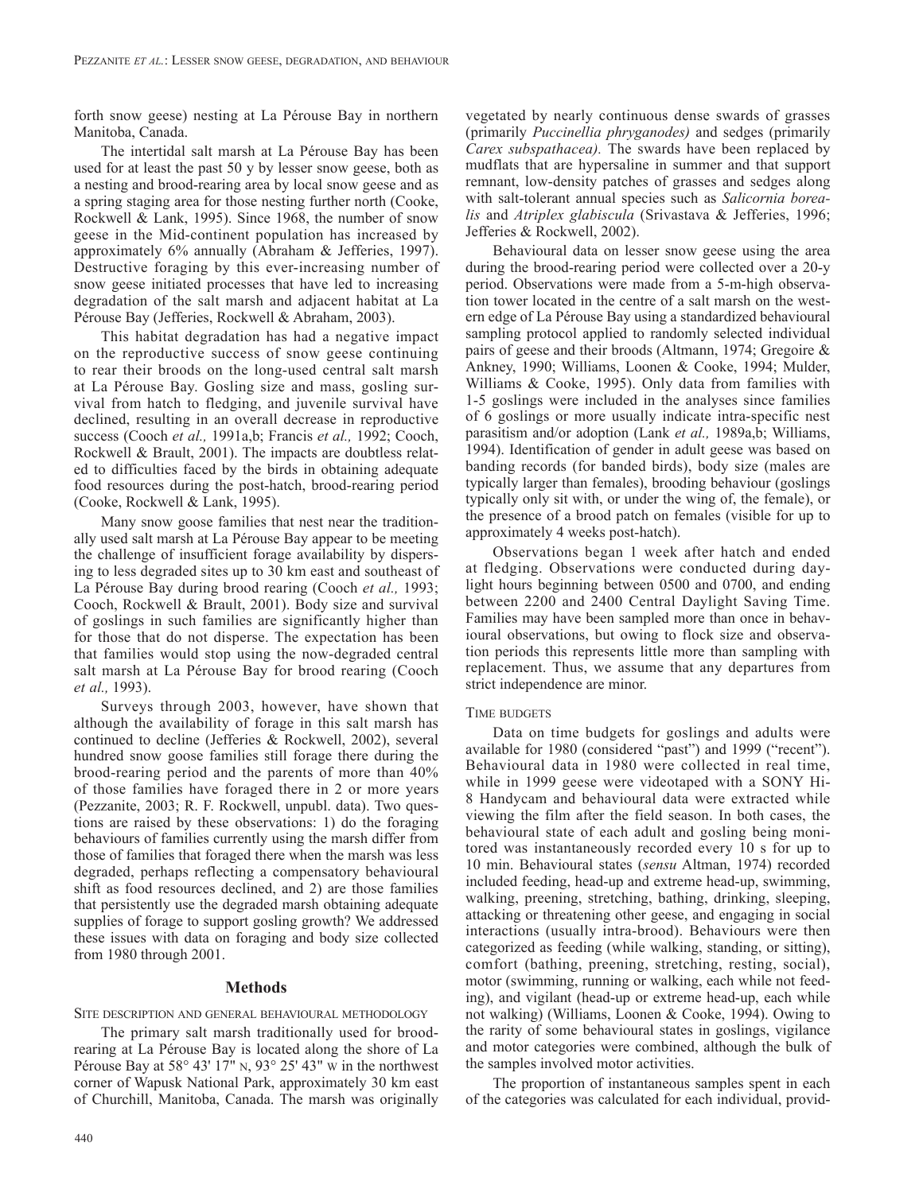forth snow geese) nesting at La Pérouse Bay in northern Manitoba, Canada.

The intertidal salt marsh at La Pérouse Bay has been used for at least the past 50 y by lesser snow geese, both as a nesting and brood-rearing area by local snow geese and as a spring staging area for those nesting further north (Cooke, Rockwell & Lank, 1995). Since 1968, the number of snow geese in the Mid-continent population has increased by approximately 6% annually (Abraham & Jefferies, 1997). Destructive foraging by this ever-increasing number of snow geese initiated processes that have led to increasing degradation of the salt marsh and adjacent habitat at La Pérouse Bay (Jefferies, Rockwell & Abraham, 2003).

This habitat degradation has had a negative impact on the reproductive success of snow geese continuing to rear their broods on the long-used central salt marsh at La Pérouse Bay. Gosling size and mass, gosling survival from hatch to fledging, and juvenile survival have declined, resulting in an overall decrease in reproductive success (Cooch *et al.,* 1991a,b; Francis *et al.,* 1992; Cooch, Rockwell & Brault, 2001). The impacts are doubtless related to difficulties faced by the birds in obtaining adequate food resources during the post-hatch, brood-rearing period (Cooke, Rockwell & Lank, 1995).

Many snow goose families that nest near the traditionally used salt marsh at La Pérouse Bay appear to be meeting the challenge of insufficient forage availability by dispersing to less degraded sites up to 30 km east and southeast of La Pérouse Bay during brood rearing (Cooch *et al.,* 1993; Cooch, Rockwell & Brault, 2001). Body size and survival of goslings in such families are significantly higher than for those that do not disperse. The expectation has been that families would stop using the now-degraded central salt marsh at La Pérouse Bay for brood rearing (Cooch *et al.,* 1993).

Surveys through 2003, however, have shown that although the availability of forage in this salt marsh has continued to decline (Jefferies & Rockwell, 2002), several hundred snow goose families still forage there during the brood-rearing period and the parents of more than 40% of those families have foraged there in 2 or more years (Pezzanite, 2003; R. F. Rockwell, unpubl. data). Two questions are raised by these observations: 1) do the foraging behaviours of families currently using the marsh differ from those of families that foraged there when the marsh was less degraded, perhaps reflecting a compensatory behavioural shift as food resources declined, and 2) are those families that persistently use the degraded marsh obtaining adequate supplies of forage to support gosling growth? We addressed these issues with data on foraging and body size collected from 1980 through 2001.

## Methods

### Site description and general behavioural methodology

The primary salt marsh traditionally used for brood-rearing at La Pérouse Bay is located along the shore of La Pérouse Bay at 58° 43' 17" N, 93° 25' 43" W in the northwest corner of Wapusk National Park, approximately 30 km east of Churchill, Manitoba, Canada. The marsh was originally vegetated by nearly continuous dense swards of grasses (primarily *Puccinellia phryganodes)* and sedges (primarily *Carex subspathacea).* The swards have been replaced by mudflats that are hypersaline in summer and that support remnant, low-density patches of grasses and sedges along with salt-tolerant annual species such as *Salicornia borealis* and *Atriplex glabiscula* (Srivastava & Jefferies, 1996; Jefferies & Rockwell, 2002).

Behavioural data on lesser snow geese using the area during the brood-rearing period were collected over a 20-y period. Observations were made from a 5-m-high observation tower located in the centre of a salt marsh on the western edge of La Pérouse Bay using a standardized behavioural sampling protocol applied to randomly selected individual pairs of geese and their broods (Altmann, 1974; Gregoire & Ankney, 1990; Williams, Loonen & Cooke, 1994; Mulder, Williams & Cooke, 1995). Only data from families with 1-5 goslings were included in the analyses since families of 6 goslings or more usually indicate intra-specific nest parasitism and/or adoption (Lank *et al.,* 1989a,b; Williams, 1994). Identification of gender in adult geese was based on banding records (for banded birds), body size (males are typically larger than females), brooding behaviour (goslings typically only sit with, or under the wing of, the female), or the presence of a brood patch on females (visible for up to approximately 4 weeks post-hatch).

Observations began 1 week after hatch and ended at fledging. Observations were conducted during daylight hours beginning between 0500 and 0700, and ending between 2200 and 2400 Central Daylight Saving Time. Families may have been sampled more than once in behavioural observations, but owing to flock size and observation periods this represents little more than sampling with replacement. Thus, we assume that any departures from strict independence are minor.

### Time budgets

Data on time budgets for goslings and adults were available for 1980 (considered "past") and 1999 ("recent"). Behavioural data in 1980 were collected in real time, while in 1999 geese were videotaped with a SONY Hi-8 Handycam and behavioural data were extracted while viewing the film after the field season. In both cases, the behavioural state of each adult and gosling being monitored was instantaneously recorded every 10 s for up to 10 min. Behavioural states (*sensu* Altman, 1974) recorded included feeding, head-up and extreme head-up, swimming, walking, preening, stretching, bathing, drinking, sleeping, attacking or threatening other geese, and engaging in social interactions (usually intra-brood). Behaviours were then categorized as feeding (while walking, standing, or sitting), comfort (bathing, preening, stretching, resting, social), motor (swimming, running or walking, each while not feeding), and vigilant (head-up or extreme head-up, each while not walking) (Williams, Loonen & Cooke, 1994). Owing to the rarity of some behavioural states in goslings, vigilance and motor categories were combined, although the bulk of the samples involved motor activities.

The proportion of instantaneous samples spent in each of the categories was calculated for each individual, provid-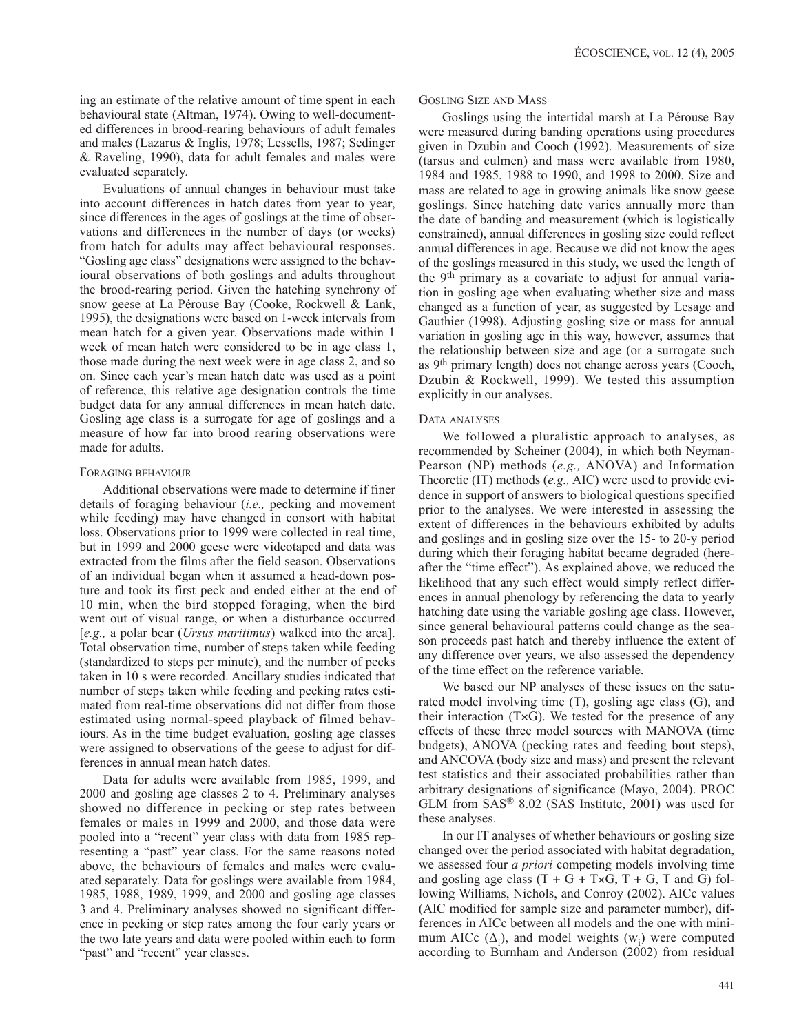ing an estimate of the relative amount of time spent in each behavioural state (Altman, 1974). Owing to well-documented differences in brood-rearing behaviours of adult females and males (Lazarus & Inglis, 1978; Lessells, 1987; Sedinger & Raveling, 1990), data for adult females and males were evaluated separately.

Evaluations of annual changes in behaviour must take into account differences in hatch dates from year to year, since differences in the ages of goslings at the time of observations and differences in the number of days (or weeks) from hatch for adults may affect behavioural responses. "Gosling age class" designations were assigned to the behavioural observations of both goslings and adults throughout the brood-rearing period. Given the hatching synchrony of snow geese at La Pérouse Bay (Cooke, Rockwell & Lank, 1995), the designations were based on 1-week intervals from mean hatch for a given year. Observations made within 1 week of mean hatch were considered to be in age class 1, those made during the next week were in age class 2, and so on. Since each year's mean hatch date was used as a point of reference, this relative age designation controls the time budget data for any annual differences in mean hatch date. Gosling age class is a surrogate for age of goslings and a measure of how far into brood rearing observations were made for adults.

### Foraging behaviour

Additional observations were made to determine if finer details of foraging behaviour (*i.e.,* pecking and movement while feeding) may have changed in consort with habitat loss. Observations prior to 1999 were collected in real time, but in 1999 and 2000 geese were videotaped and data was extracted from the films after the field season. Observations of an individual began when it assumed a head-down posture and took its first peck and ended either at the end of 10 min, when the bird stopped foraging, when the bird went out of visual range, or when a disturbance occurred [*e.g.,* a polar bear (*Ursus maritimus*) walked into the area]. Total observation time, number of steps taken while feeding (standardized to steps per minute), and the number of pecks taken in 10 s were recorded. Ancillary studies indicated that number of steps taken while feeding and pecking rates estimated from real-time observations did not differ from those estimated using normal-speed playback of filmed behaviours. As in the time budget evaluation, gosling age classes were assigned to observations of the geese to adjust for differences in annual mean hatch dates.

Data for adults were available from 1985, 1999, and 2000 and gosling age classes 2 to 4. Preliminary analyses showed no difference in pecking or step rates between females or males in 1999 and 2000, and those data were pooled into a "recent" year class with data from 1985 representing a "past" year class. For the same reasons noted above, the behaviours of females and males were evaluated separately. Data for goslings were available from 1984, 1985, 1988, 1989, 1999, and 2000 and gosling age classes 3 and 4. Preliminary analyses showed no significant difference in pecking or step rates among the four early years or the two late years and data were pooled within each to form "past" and "recent" year classes.

### Gosling size and mass

Goslings using the intertidal marsh at La Pérouse Bay were measured during banding operations using procedures given in Dzubin and Cooch (1992). Measurements of size (tarsus and culmen) and mass were available from 1980, 1984 and 1985, 1988 to 1990, and 1998 to 2000. Size and mass are related to age in growing animals like snow geese goslings. Since hatching date varies annually more than the date of banding and measurement (which is logistically constrained), annual differences in gosling size could reflect annual differences in age. Because we did not know the ages of the goslings measured in this study, we used the length of the 9th primary as a covariate to adjust for annual variation in gosling age when evaluating whether size and mass changed as a function of year, as suggested by Lesage and Gauthier (1998). Adjusting gosling size or mass for annual variation in gosling age in this way, however, assumes that the relationship between size and age (or a surrogate such as 9th primary length) does not change across years (Cooch, Dzubin & Rockwell, 1999). We tested this assumption explicitly in our analyses.

### Data analyses

We followed a pluralistic approach to analyses, as recommended by Scheiner (2004), in which both Neyman-Pearson (NP) methods (*e.g.,* ANOVA) and Information Theoretic (IT) methods (*e.g.,* AIC) were used to provide evidence in support of answers to biological questions specified prior to the analyses. We were interested in assessing the extent of differences in the behaviours exhibited by adults and goslings and in gosling size over the 15- to 20-y period during which their foraging habitat became degraded (hereafter the "time effect"). As explained above, we reduced the likelihood that any such effect would simply reflect differences in annual phenology by referencing the data to yearly hatching date using the variable gosling age class. However, since general behavioural patterns could change as the season proceeds past hatch and thereby influence the extent of any difference over years, we also assessed the dependency of the time effect on the reference variable.

We based our NP analyses of these issues on the saturated model involving time (T), gosling age class (G), and their interaction (T×G). We tested for the presence of any effects of these three model sources with MANOVA (time budgets), ANOVA (pecking rates and feeding bout steps), and ANCOVA (body size and mass) and present the relevant test statistics and their associated probabilities rather than arbitrary designations of significance (Mayo, 2004). PROC GLM from SAS® 8.02 (SAS Institute, 2001) was used for these analyses.

In our IT analyses of whether behaviours or gosling size changed over the period associated with habitat degradation, we assessed four *a priori* competing models involving time and gosling age class (T + G + T×G, T + G, T and G) following Williams, Nichols, and Conroy (2002). AICc values (AIC modified for sample size and parameter number), differences in AICc between all models and the one with minimum AICc ($\Delta_i$), and model weights ($w_i$) were computed according to Burnham and Anderson (2002) from residual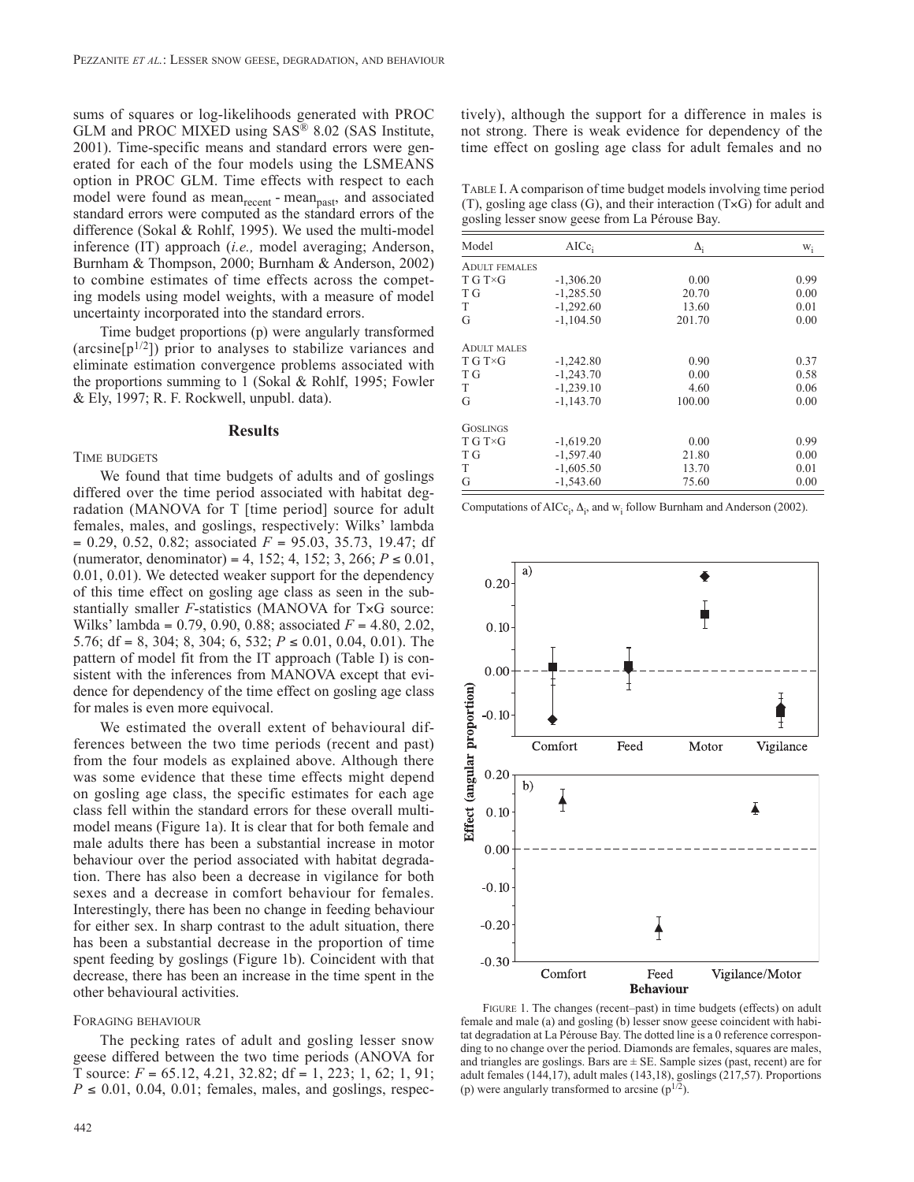sums of squares or log-likelihoods generated with PROC GLM and PROC MIXED using SAS® 8.02 (SAS Institute, 2001). Time-specific means and standard errors were generated for each of the four models using the LSMEANS option in PROC GLM. Time effects with respect to each model were found as $\text{mean}_{\text{recent}} - \text{mean}_{\text{past}}$, and associated standard errors were computed as the standard errors of the difference (Sokal & Rohlf, 1995). We used the multi-model inference (IT) approach (*i.e.,* model averaging; Anderson, Burnham & Thompson, 2000; Burnham & Anderson, 2002) to combine estimates of time effects across the competing models using model weights, with a measure of model uncertainty incorporated into the standard errors.

Time budget proportions (p) were angularly transformed ($\arcsin[p^{1/2}]$) prior to analyses to stabilize variances and eliminate estimation convergence problems associated with the proportions summing to 1 (Sokal & Rohlf, 1995; Fowler & Ely, 1997; R. F. Rockwell, unpubl. data).

## Results

### Time budgets

We found that time budgets of adults and of goslings differed over the time period associated with habitat degradation (MANOVA for T [time period] source for adult females, males, and goslings, respectively: Wilks' lambda = 0.29, 0.52, 0.82; associated $F$ = 95.03, 35.73, 19.47; df (numerator, denominator) = 4, 152; 4, 152; 3, 266; $P \leq 0.01$, 0.01, 0.01). We detected weaker support for the dependency of this time effect on gosling age class as seen in the substantially smaller $F$-statistics (MANOVA for T×G source: Wilks' lambda = 0.79, 0.90, 0.88; associated $F$ = 4.80, 2.02, 5.76; df = 8, 304; 8, 304; 6, 532; $P \leq 0.01$, 0.04, 0.01). The pattern of model fit from the IT approach (Table I) is consistent with the inferences from MANOVA except that evidence for dependency of the time effect on gosling age class for males is even more equivocal.

We estimated the overall extent of behavioural differences between the two time periods (recent and past) from the four models as explained above. Although there was some evidence that these time effects might depend on gosling age class, the specific estimates for each age class fell within the standard errors for these overall multi-model means (Figure 1a). It is clear that for both female and male adults there has been a substantial increase in motor behaviour over the period associated with habitat degradation. There has also been a decrease in vigilance for both sexes and a decrease in comfort behaviour for females. Interestingly, there has been no change in feeding behaviour for either sex. In sharp contrast to the adult situation, there has been a substantial decrease in the proportion of time spent feeding by goslings (Figure 1b). Coincident with that decrease, there has been an increase in the time spent in the other behavioural activities.

### Foraging behaviour

The pecking rates of adult and gosling lesser snow geese differed between the two time periods (ANOVA for T source: $F$ = 65.12, 4.21, 32.82; df = 1, 223; 1, 62; 1, 91; $P \leq 0.01$, 0.04, 0.01; females, males, and goslings, respectively), although the support for a difference in males is not strong. There is weak evidence for dependency of the time effect on gosling age class for adult females and no

TABLE I. A comparison of time budget models involving time period (T), gosling age class (G), and their interaction (T×G) for adult and gosling lesser snow geese from La Pérouse Bay.

| Model | $AICc_i$ | $\Delta_i$ | $w_i$ |
|---|---|---|---|
| ADULT FEMALES | | | |
| T G T×G | -1,306.20 | 0.00 | 0.99 |
| T G | -1,285.50 | 20.70 | 0.00 |
| T | -1,292.60 | 13.60 | 0.01 |
| G | -1,104.50 | 201.70 | 0.00 |
| ADULT MALES | | | |
| T G T×G | -1,242.80 | 0.90 | 0.37 |
| T G | -1,243.70 | 0.00 | 0.58 |
| T | -1,239.10 | 4.60 | 0.06 |
| G | -1,143.70 | 100.00 | 0.00 |
| GOSLINGS | | | |
| T G T×G | -1,619.20 | 0.00 | 0.99 |
| T G | -1,597.40 | 21.80 | 0.00 |
| T | -1,605.50 | 13.70 | 0.01 |
| G | -1,543.60 | 75.60 | 0.00 |

Computations of $AICc_i$, $\Delta_i$, and $w_i$ follow Burnham and Anderson (2002).

FIGURE 1. The changes (recent–past) in time budgets (effects) on adult female and male (a) and gosling (b) lesser snow geese coincident with habitat degradation at La Pérouse Bay. The dotted line is a 0 reference corresponding to no change over the period. Diamonds are females, squares are males, and triangles are goslings. Bars are ± SE. Sample sizes (past, recent) are for adult females (144,17), adult males (143,18), goslings (217,57). Proportions (p) were angularly transformed to arcsine ($p^{1/2}$).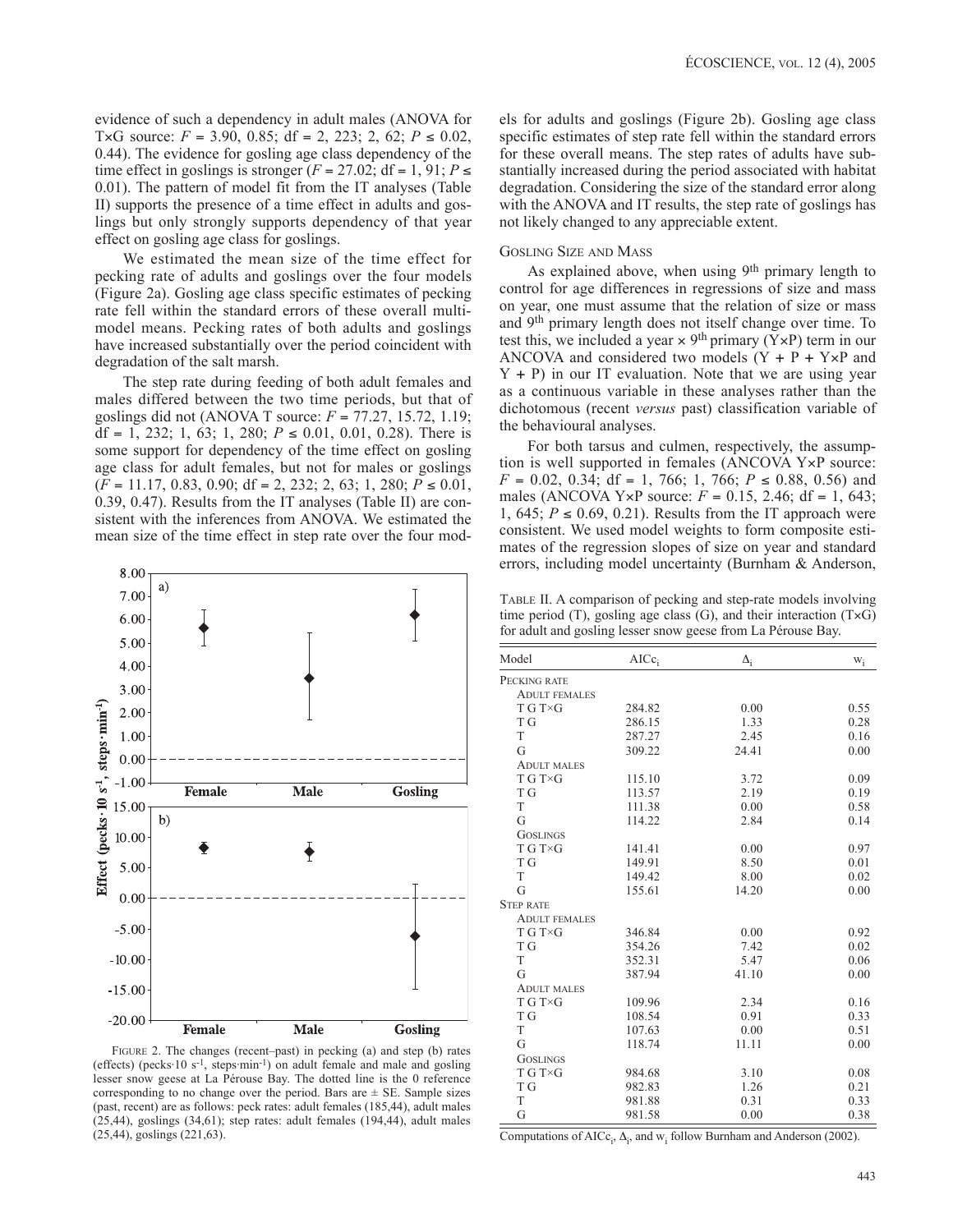evidence of such a dependency in adult males (ANOVA for T×G source: $F = 3.90, 0.85$; df = 2, 223; 2, 62; $P \leq 0.02, 0.44$). The evidence for gosling age class dependency of the time effect in goslings is stronger ($F = 27.02$; df = 1, 91; $P \leq 0.01$). The pattern of model fit from the IT analyses (Table II) supports the presence of a time effect in adults and goslings but only strongly supports dependency of that year effect on gosling age class for goslings.

We estimated the mean size of the time effect for pecking rate of adults and goslings over the four models (Figure 2a). Gosling age class specific estimates of pecking rate fell within the standard errors of these overall multimodel means. Pecking rates of both adults and goslings have increased substantially over the period coincident with degradation of the salt marsh.

The step rate during feeding of both adult females and males differed between the two time periods, but that of goslings did not (ANOVA T source: $F = 77.27, 15.72, 1.19$; df = 1, 232; 1, 63; 1, 280; $P \leq 0.01, 0.01, 0.28$). There is some support for dependency of the time effect on gosling age class for adult females, but not for males or goslings ($F = 11.17, 0.83, 0.90$; df = 2, 232; 2, 63; 1, 280; $P \leq 0.01, 0.39, 0.47$). Results from the IT analyses (Table II) are consistent with the inferences from ANOVA. We estimated the mean size of the time effect in step rate over the four models for adults and goslings (Figure 2b). Gosling age class specific estimates of step rate fell within the standard errors for these overall means. The step rates of adults have substantially increased during the period associated with habitat degradation. Considering the size of the standard error along with the ANOVA and IT results, the step rate of goslings has not likely changed to any appreciable extent.

FIGURE 2. The changes (recent–past) in pecking (a) and step (b) rates (effects) (pecks·10 s$^{-1}$, steps·min$^{-1}$) on adult female and male and gosling lesser snow geese at La Pérouse Bay. The dotted line is the 0 reference corresponding to no change over the period. Bars are ± SE. Sample sizes (past, recent) are as follows: peck rates: adult females (185,44), adult males (25,44), goslings (34,61); step rates: adult females (194,44), adult males (25,44), goslings (221,63).

### Gosling Size and Mass

As explained above, when using 9th primary length to control for age differences in regressions of size and mass on year, one must assume that the relation of size or mass and 9th primary length does not itself change over time. To test this, we included a year × 9th primary (Y×P) term in our ANCOVA and considered two models (Y + P + Y×P and Y + P) in our IT evaluation. Note that we are using year as a continuous variable in these analyses rather than the dichotomous (recent *versus* past) classification variable of the behavioural analyses.

For both tarsus and culmen, respectively, the assumption is well supported in females (ANCOVA Y×P source: $F = 0.02, 0.34$; df = 1, 766; 1, 766; $P \leq 0.88, 0.56$) and males (ANCOVA Y×P source: $F = 0.15, 2.46$; df = 1, 643; 1, 645; $P \leq 0.69, 0.21$). Results from the IT approach were consistent. We used model weights to form composite estimates of the regression slopes of size on year and standard errors, including model uncertainty (Burnham & Anderson,

TABLE II. A comparison of pecking and step-rate models involving time period (T), gosling age class (G), and their interaction (T×G) for adult and gosling lesser snow geese from La Pérouse Bay.

| Model | $AICc_i$ | $\Delta_i$ | $w_i$ |
|---|---|---|---|
| **Pecking rate** | | | |
| *Adult females* | | | |
| T G T×G | 284.82 | 0.00 | 0.55 |
| T G | 286.15 | 1.33 | 0.28 |
| T | 287.27 | 2.45 | 0.16 |
| G | 309.22 | 24.41 | 0.00 |
| *Adult males* | | | |
| T G T×G | 115.10 | 3.72 | 0.09 |
| T G | 113.57 | 2.19 | 0.19 |
| T | 111.38 | 0.00 | 0.58 |
| G | 114.22 | 2.84 | 0.14 |
| *Goslings* | | | |
| T G T×G | 141.41 | 0.00 | 0.97 |
| T G | 149.91 | 8.50 | 0.01 |
| T | 149.42 | 8.00 | 0.02 |
| G | 155.61 | 14.20 | 0.00 |
| **Step rate** | | | |
| *Adult females* | | | |
| T G T×G | 346.84 | 0.00 | 0.92 |
| T G | 354.26 | 7.42 | 0.02 |
| T | 352.31 | 5.47 | 0.06 |
| G | 387.94 | 41.10 | 0.00 |
| *Adult males* | | | |
| T G T×G | 109.96 | 2.34 | 0.16 |
| T G | 108.54 | 0.91 | 0.33 |
| T | 107.63 | 0.00 | 0.51 |
| G | 118.74 | 11.11 | 0.00 |
| *Goslings* | | | |
| T G T×G | 984.68 | 3.10 | 0.08 |
| T G | 982.83 | 1.26 | 0.21 |
| T | 981.88 | 0.31 | 0.33 |
| G | 981.58 | 0.00 | 0.38 |

Computations of $AICc_i$, $\Delta_i$, and $w_i$ follow Burnham and Anderson (2002).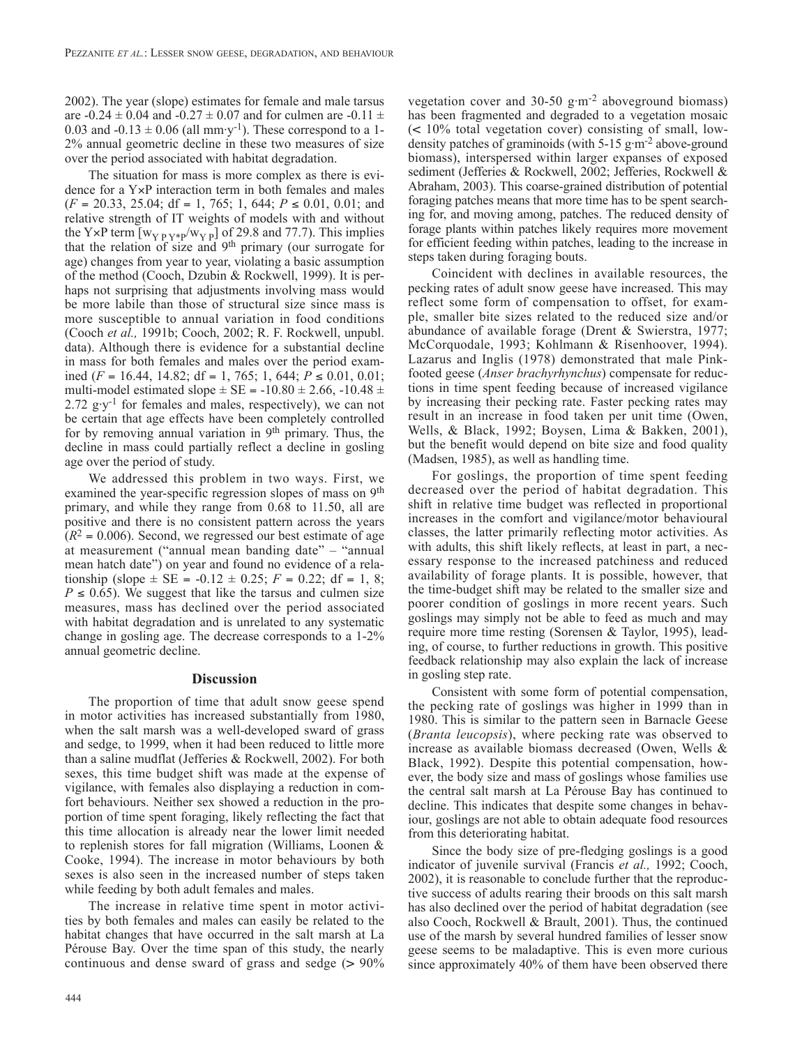2002). The year (slope) estimates for female and male tarsus are $-0.24 \pm 0.04$ and $-0.27 \pm 0.07$ and for culmen are $-0.11 \pm 0.03$ and $-0.13 \pm 0.06$ (all $\text{mm}\cdot\text{y}^{-1}$). These correspond to a 1-2% annual geometric decline in these two measures of size over the period associated with habitat degradation.

The situation for mass is more complex as there is evidence for a Y×P interaction term in both females and males ($F$ = 20.33, 25.04; df = 1, 765; 1, 644; $P \leq 0.01$, 0.01; and relative strength of IT weights of models with and without the Y×P term [$w_{Y\,P\,Y*P}/w_{Y\,P}$] of 29.8 and 77.7). This implies that the relation of size and 9th primary (our surrogate for age) changes from year to year, violating a basic assumption of the method (Cooch, Dzubin & Rockwell, 1999). It is perhaps not surprising that adjustments involving mass would be more labile than those of structural size since mass is more susceptible to annual variation in food conditions (Cooch *et al.,* 1991b; Cooch, 2002; R. F. Rockwell, unpubl. data). Although there is evidence for a substantial decline in mass for both females and males over the period examined ($F$ = 16.44, 14.82; df = 1, 765; 1, 644; $P \leq 0.01$, 0.01; multi-model estimated slope ± SE = $-10.80 \pm 2.66$, $-10.48 \pm 2.72$ $\text{g}\cdot\text{y}^{-1}$ for females and males, respectively), we can not be certain that age effects have been completely controlled for by removing annual variation in 9th primary. Thus, the decline in mass could partially reflect a decline in gosling age over the period of study.

We addressed this problem in two ways. First, we examined the year-specific regression slopes of mass on 9th primary, and while they range from 0.68 to 11.50, all are positive and there is no consistent pattern across the years ($R^2$ = 0.006). Second, we regressed our best estimate of age at measurement ("annual mean banding date" – "annual mean hatch date") on year and found no evidence of a relationship (slope ± SE = $-0.12 \pm 0.25$; $F$ = 0.22; df = 1, 8; $P \leq 0.65$). We suggest that like the tarsus and culmen size measures, mass has declined over the period associated with habitat degradation and is unrelated to any systematic change in gosling age. The decrease corresponds to a 1-2% annual geometric decline.

## Discussion

The proportion of time that adult snow geese spend in motor activities has increased substantially from 1980, when the salt marsh was a well-developed sward of grass and sedge, to 1999, when it had been reduced to little more than a saline mudflat (Jefferies & Rockwell, 2002). For both sexes, this time budget shift was made at the expense of vigilance, with females also displaying a reduction in comfort behaviours. Neither sex showed a reduction in the proportion of time spent foraging, likely reflecting the fact that this time allocation is already near the lower limit needed to replenish stores for fall migration (Williams, Loonen & Cooke, 1994). The increase in motor behaviours by both sexes is also seen in the increased number of steps taken while feeding by both adult females and males.

The increase in relative time spent in motor activities by both females and males can easily be related to the habitat changes that have occurred in the salt marsh at La Pérouse Bay. Over the time span of this study, the nearly continuous and dense sward of grass and sedge (> 90% vegetation cover and 30-50 $\text{g}\cdot\text{m}^{-2}$ aboveground biomass) has been fragmented and degraded to a vegetation mosaic (< 10% total vegetation cover) consisting of small, low-density patches of graminoids (with 5-15 $\text{g}\cdot\text{m}^{-2}$ above-ground biomass), interspersed within larger expanses of exposed sediment (Jefferies & Rockwell, 2002; Jefferies, Rockwell & Abraham, 2003). This coarse-grained distribution of potential foraging patches means that more time has to be spent searching for, and moving among, patches. The reduced density of forage plants within patches likely requires more movement for efficient feeding within patches, leading to the increase in steps taken during foraging bouts.

Coincident with declines in available resources, the pecking rates of adult snow geese have increased. This may reflect some form of compensation to offset, for example, smaller bite sizes related to the reduced size and/or abundance of available forage (Drent & Swierstra, 1977; McCorquodale, 1993; Kohlmann & Risenhoover, 1994). Lazarus and Inglis (1978) demonstrated that male Pink-footed geese (*Anser brachyrhynchus*) compensate for reductions in time spent feeding because of increased vigilance by increasing their pecking rate. Faster pecking rates may result in an increase in food taken per unit time (Owen, Wells, & Black, 1992; Boysen, Lima & Bakken, 2001), but the benefit would depend on bite size and food quality (Madsen, 1985), as well as handling time.

For goslings, the proportion of time spent feeding decreased over the period of habitat degradation. This shift in relative time budget was reflected in proportional increases in the comfort and vigilance/motor behavioural classes, the latter primarily reflecting motor activities. As with adults, this shift likely reflects, at least in part, a necessary response to the increased patchiness and reduced availability of forage plants. It is possible, however, that the time-budget shift may be related to the smaller size and poorer condition of goslings in more recent years. Such goslings may simply not be able to feed as much and may require more time resting (Sorensen & Taylor, 1995), leading, of course, to further reductions in growth. This positive feedback relationship may also explain the lack of increase in gosling step rate.

Consistent with some form of potential compensation, the pecking rate of goslings was higher in 1999 than in 1980. This is similar to the pattern seen in Barnacle Geese (*Branta leucopsis*), where pecking rate was observed to increase as available biomass decreased (Owen, Wells & Black, 1992). Despite this potential compensation, however, the body size and mass of goslings whose families use the central salt marsh at La Pérouse Bay has continued to decline. This indicates that despite some changes in behaviour, goslings are not able to obtain adequate food resources from this deteriorating habitat.

Since the body size of pre-fledging goslings is a good indicator of juvenile survival (Francis *et al.,* 1992; Cooch, 2002), it is reasonable to conclude further that the reproductive success of adults rearing their broods on this salt marsh has also declined over the period of habitat degradation (see also Cooch, Rockwell & Brault, 2001). Thus, the continued use of the marsh by several hundred families of lesser snow geese seems to be maladaptive. This is even more curious since approximately 40% of them have been observed there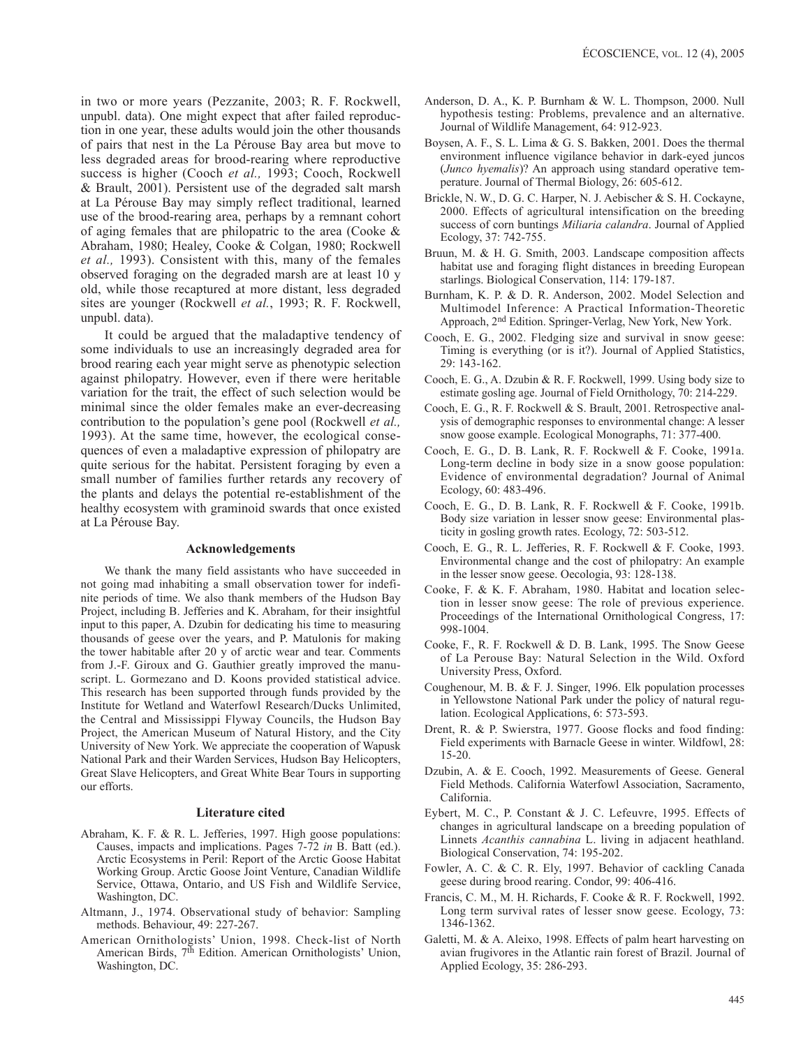in two or more years (Pezzanite, 2003; R. F. Rockwell, unpubl. data). One might expect that after failed reproduction in one year, these adults would join the other thousands of pairs that nest in the La Pérouse Bay area but move to less degraded areas for brood-rearing where reproductive success is higher (Cooch *et al.,* 1993; Cooch, Rockwell & Brault, 2001). Persistent use of the degraded salt marsh at La Pérouse Bay may simply reflect traditional, learned use of the brood-rearing area, perhaps by a remnant cohort of aging females that are philopatric to the area (Cooke & Abraham, 1980; Healey, Cooke & Colgan, 1980; Rockwell *et al.,* 1993). Consistent with this, many of the females observed foraging on the degraded marsh are at least 10 y old, while those recaptured at more distant, less degraded sites are younger (Rockwell *et al.*, 1993; R. F. Rockwell, unpubl. data).

It could be argued that the maladaptive tendency of some individuals to use an increasingly degraded area for brood rearing each year might serve as phenotypic selection against philopatry. However, even if there were heritable variation for the trait, the effect of such selection would be minimal since the older females make an ever-decreasing contribution to the population's gene pool (Rockwell *et al.,* 1993). At the same time, however, the ecological consequences of even a maladaptive expression of philopatry are quite serious for the habitat. Persistent foraging by even a small number of families further retards any recovery of the plants and delays the potential re-establishment of the healthy ecosystem with graminoid swards that once existed at La Pérouse Bay.

## Acknowledgements

We thank the many field assistants who have succeeded in not going mad inhabiting a small observation tower for indefinite periods of time. We also thank members of the Hudson Bay Project, including B. Jefferies and K. Abraham, for their insightful input to this paper, A. Dzubin for dedicating his time to measuring thousands of geese over the years, and P. Matulonis for making the tower habitable after 20 y of arctic wear and tear. Comments from J.-F. Giroux and G. Gauthier greatly improved the manuscript. L. Gormezano and D. Koons provided statistical advice. This research has been supported through funds provided by the Institute for Wetland and Waterfowl Research/Ducks Unlimited, the Central and Mississippi Flyway Councils, the Hudson Bay Project, the American Museum of Natural History, and the City University of New York. We appreciate the cooperation of Wapusk National Park and their Warden Services, Hudson Bay Helicopters, Great Slave Helicopters, and Great White Bear Tours in supporting our efforts.

## Literature cited

Abraham, K. F. & R. L. Jefferies, 1997. High goose populations: Causes, impacts and implications. Pages 7-72 *in* B. Batt (ed.). Arctic Ecosystems in Peril: Report of the Arctic Goose Habitat Working Group. Arctic Goose Joint Venture, Canadian Wildlife Service, Ottawa, Ontario, and US Fish and Wildlife Service, Washington, DC.

Altmann, J., 1974. Observational study of behavior: Sampling methods. Behaviour, 49: 227-267.

American Ornithologists' Union, 1998. Check-list of North American Birds, 7th Edition. American Ornithologists' Union, Washington, DC.

Anderson, D. A., K. P. Burnham & W. L. Thompson, 2000. Null hypothesis testing: Problems, prevalence and an alternative. Journal of Wildlife Management, 64: 912-923.

Boysen, A. F., S. L. Lima & G. S. Bakken, 2001. Does the thermal environment influence vigilance behavior in dark-eyed juncos (*Junco hyemalis*)? An approach using standard operative temperature. Journal of Thermal Biology, 26: 605-612.

Brickle, N. W., D. G. C. Harper, N. J. Aebischer & S. H. Cockayne, 2000. Effects of agricultural intensification on the breeding success of corn buntings *Miliaria calandra*. Journal of Applied Ecology, 37: 742-755.

Bruun, M. & H. G. Smith, 2003. Landscape composition affects habitat use and foraging flight distances in breeding European starlings. Biological Conservation, 114: 179-187.

Burnham, K. P. & D. R. Anderson, 2002. Model Selection and Multimodel Inference: A Practical Information-Theoretic Approach, 2nd Edition. Springer-Verlag, New York, New York.

Cooch, E. G., 2002. Fledging size and survival in snow geese: Timing is everything (or is it?). Journal of Applied Statistics, 29: 143-162.

Cooch, E. G., A. Dzubin & R. F. Rockwell, 1999. Using body size to estimate gosling age. Journal of Field Ornithology, 70: 214-229.

Cooch, E. G., R. F. Rockwell & S. Brault, 2001. Retrospective analysis of demographic responses to environmental change: A lesser snow goose example. Ecological Monographs, 71: 377-400.

Cooch, E. G., D. B. Lank, R. F. Rockwell & F. Cooke, 1991a. Long-term decline in body size in a snow goose population: Evidence of environmental degradation? Journal of Animal Ecology, 60: 483-496.

Cooch, E. G., D. B. Lank, R. F. Rockwell & F. Cooke, 1991b. Body size variation in lesser snow geese: Environmental plasticity in gosling growth rates. Ecology, 72: 503-512.

Cooch, E. G., R. L. Jefferies, R. F. Rockwell & F. Cooke, 1993. Environmental change and the cost of philopatry: An example in the lesser snow geese. Oecologia, 93: 128-138.

Cooke, F. & K. F. Abraham, 1980. Habitat and location selection in lesser snow geese: The role of previous experience. Proceedings of the International Ornithological Congress, 17: 998-1004.

Cooke, F., R. F. Rockwell & D. B. Lank, 1995. The Snow Geese of La Perouse Bay: Natural Selection in the Wild. Oxford University Press, Oxford.

Coughenour, M. B. & F. J. Singer, 1996. Elk population processes in Yellowstone National Park under the policy of natural regulation. Ecological Applications, 6: 573-593.

Drent, R. & P. Swierstra, 1977. Goose flocks and food finding: Field experiments with Barnacle Geese in winter. Wildfowl, 28: 15-20.

Dzubin, A. & E. Cooch, 1992. Measurements of Geese. General Field Methods. California Waterfowl Association, Sacramento, California.

Eybert, M. C., P. Constant & J. C. Lefeuvre, 1995. Effects of changes in agricultural landscape on a breeding population of Linnets *Acanthis cannabina* L. living in adjacent heathland. Biological Conservation, 74: 195-202.

Fowler, A. C. & C. R. Ely, 1997. Behavior of cackling Canada geese during brood rearing. Condor, 99: 406-416.

Francis, C. M., M. H. Richards, F. Cooke & R. F. Rockwell, 1992. Long term survival rates of lesser snow geese. Ecology, 73: 1346-1362.

Galetti, M. & A. Aleixo, 1998. Effects of palm heart harvesting on avian frugivores in the Atlantic rain forest of Brazil. Journal of Applied Ecology, 35: 286-293.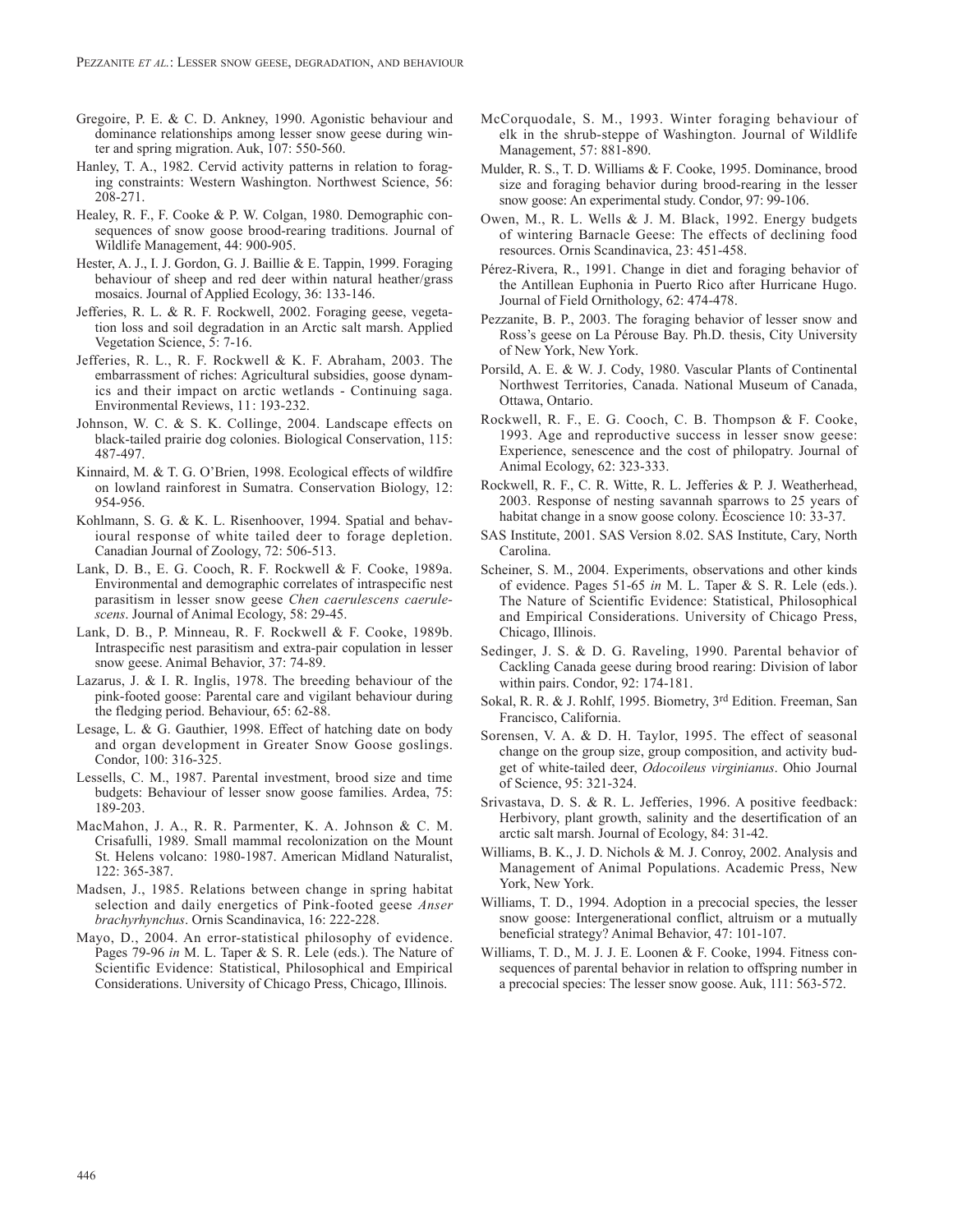Gregoire, P. E. & C. D. Ankney, 1990. Agonistic behaviour and dominance relationships among lesser snow geese during winter and spring migration. Auk, 107: 550-560.

Hanley, T. A., 1982. Cervid activity patterns in relation to foraging constraints: Western Washington. Northwest Science, 56: 208-271.

Healey, R. F., F. Cooke & P. W. Colgan, 1980. Demographic consequences of snow goose brood-rearing traditions. Journal of Wildlife Management, 44: 900-905.

Hester, A. J., I. J. Gordon, G. J. Baillie & E. Tappin, 1999. Foraging behaviour of sheep and red deer within natural heather/grass mosaics. Journal of Applied Ecology, 36: 133-146.

Jefferies, R. L. & R. F. Rockwell, 2002. Foraging geese, vegetation loss and soil degradation in an Arctic salt marsh. Applied Vegetation Science, 5: 7-16.

Jefferies, R. L., R. F. Rockwell & K. F. Abraham, 2003. The embarrassment of riches: Agricultural subsidies, goose dynamics and their impact on arctic wetlands - Continuing saga. Environmental Reviews, 11: 193-232.

Johnson, W. C. & S. K. Collinge, 2004. Landscape effects on black-tailed prairie dog colonies. Biological Conservation, 115: 487-497.

Kinnaird, M. & T. G. O'Brien, 1998. Ecological effects of wildfire on lowland rainforest in Sumatra. Conservation Biology, 12: 954-956.

Kohlmann, S. G. & K. L. Risenhoover, 1994. Spatial and behavioural response of white tailed deer to forage depletion. Canadian Journal of Zoology, 72: 506-513.

Lank, D. B., E. G. Cooch, R. F. Rockwell & F. Cooke, 1989a. Environmental and demographic correlates of intraspecific nest parasitism in lesser snow geese *Chen caerulescens caerulescens*. Journal of Animal Ecology, 58: 29-45.

Lank, D. B., P. Minneau, R. F. Rockwell & F. Cooke, 1989b. Intraspecific nest parasitism and extra-pair copulation in lesser snow geese. Animal Behavior, 37: 74-89.

Lazarus, J. & I. R. Inglis, 1978. The breeding behaviour of the pink-footed goose: Parental care and vigilant behaviour during the fledging period. Behaviour, 65: 62-88.

Lesage, L. & G. Gauthier, 1998. Effect of hatching date on body and organ development in Greater Snow Goose goslings. Condor, 100: 316-325.

Lessells, C. M., 1987. Parental investment, brood size and time budgets: Behaviour of lesser snow goose families. Ardea, 75: 189-203.

MacMahon, J. A., R. R. Parmenter, K. A. Johnson & C. M. Crisafulli, 1989. Small mammal recolonization on the Mount St. Helens volcano: 1980-1987. American Midland Naturalist, 122: 365-387.

Madsen, J., 1985. Relations between change in spring habitat selection and daily energetics of Pink-footed geese *Anser brachyrhynchus*. Ornis Scandinavica, 16: 222-228.

Mayo, D., 2004. An error-statistical philosophy of evidence. Pages 79-96 *in* M. L. Taper & S. R. Lele (eds.). The Nature of Scientific Evidence: Statistical, Philosophical and Empirical Considerations. University of Chicago Press, Chicago, Illinois.

McCorquodale, S. M., 1993. Winter foraging behaviour of elk in the shrub-steppe of Washington. Journal of Wildlife Management, 57: 881-890.

Mulder, R. S., T. D. Williams & F. Cooke, 1995. Dominance, brood size and foraging behavior during brood-rearing in the lesser snow goose: An experimental study. Condor, 97: 99-106.

Owen, M., R. L. Wells & J. M. Black, 1992. Energy budgets of wintering Barnacle Geese: The effects of declining food resources. Ornis Scandinavica, 23: 451-458.

Pérez-Rivera, R., 1991. Change in diet and foraging behavior of the Antillean Euphonia in Puerto Rico after Hurricane Hugo. Journal of Field Ornithology, 62: 474-478.

Pezzanite, B. P., 2003. The foraging behavior of lesser snow and Ross's geese on La Pérouse Bay. Ph.D. thesis, City University of New York, New York.

Porsild, A. E. & W. J. Cody, 1980. Vascular Plants of Continental Northwest Territories, Canada. National Museum of Canada, Ottawa, Ontario.

Rockwell, R. F., E. G. Cooch, C. B. Thompson & F. Cooke, 1993. Age and reproductive success in lesser snow geese: Experience, senescence and the cost of philopatry. Journal of Animal Ecology, 62: 323-333.

Rockwell, R. F., C. R. Witte, R. L. Jefferies & P. J. Weatherhead, 2003. Response of nesting savannah sparrows to 25 years of habitat change in a snow goose colony. Écoscience 10: 33-37.

SAS Institute, 2001. SAS Version 8.02. SAS Institute, Cary, North Carolina.

Scheiner, S. M., 2004. Experiments, observations and other kinds of evidence. Pages 51-65 *in* M. L. Taper & S. R. Lele (eds.). The Nature of Scientific Evidence: Statistical, Philosophical and Empirical Considerations. University of Chicago Press, Chicago, Illinois.

Sedinger, J. S. & D. G. Raveling, 1990. Parental behavior of Cackling Canada geese during brood rearing: Division of labor within pairs. Condor, 92: 174-181.

Sokal, R. R. & J. Rohlf, 1995. Biometry, 3rd Edition. Freeman, San Francisco, California.

Sorensen, V. A. & D. H. Taylor, 1995. The effect of seasonal change on the group size, group composition, and activity budget of white-tailed deer, *Odocoileus virginianus*. Ohio Journal of Science, 95: 321-324.

Srivastava, D. S. & R. L. Jefferies, 1996. A positive feedback: Herbivory, plant growth, salinity and the desertification of an arctic salt marsh. Journal of Ecology, 84: 31-42.

Williams, B. K., J. D. Nichols & M. J. Conroy, 2002. Analysis and Management of Animal Populations. Academic Press, New York, New York.

Williams, T. D., 1994. Adoption in a precocial species, the lesser snow goose: Intergenerational conflict, altruism or a mutually beneficial strategy? Animal Behavior, 47: 101-107.

Williams, T. D., M. J. J. E. Loonen & F. Cooke, 1994. Fitness consequences of parental behavior in relation to offspring number in a precocial species: The lesser snow goose. Auk, 111: 563-572.